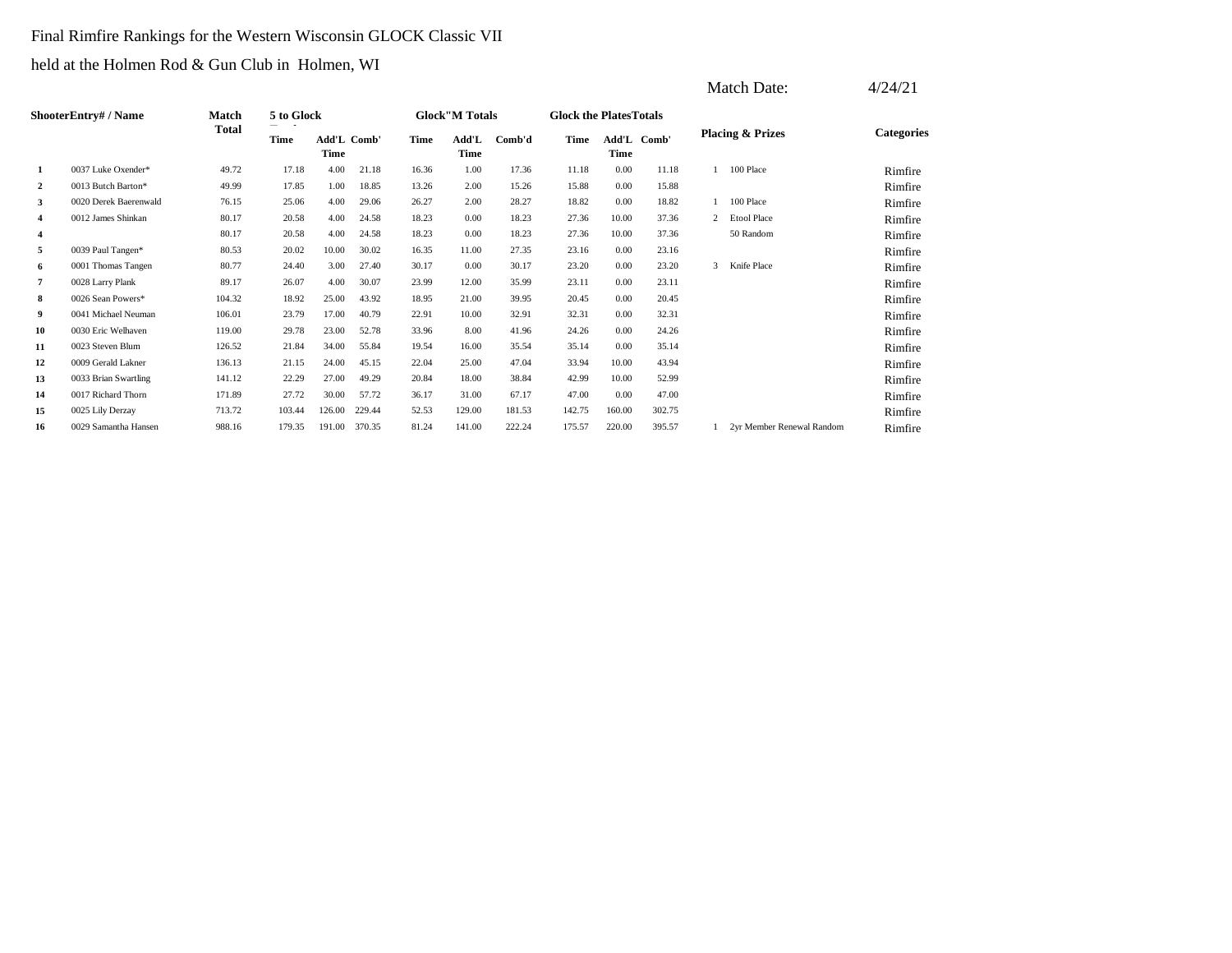Final Rimfire Rankings for the Western Wisconsin GLOCK Classic VII

held at the Holmen Rod & Gun Club in Holmen, WI

Match Date: 4/24/21

| Shooter | Entry# / Name | Match Total | 5 to Glock | | | Glock"M Totals | | | Glock the Plates Totals | | | Placing & Prizes | | Categories |
|---|---|---|---|---|---|---|---|---|---|---|---|---|---|---|
| | | | Time | Add'L Time | Comb' | Time | Add'L Time | Comb'd | Time | Add'L Time | Comb' | | | |
| 1 | 0037 Luke Oxender* | 49.72 | 17.18 | 4.00 | 21.18 | 16.36 | 1.00 | 17.36 | 11.18 | 0.00 | 11.18 | 1 | 100 Place | Rimfire |
| 2 | 0013 Butch Barton* | 49.99 | 17.85 | 1.00 | 18.85 | 13.26 | 2.00 | 15.26 | 15.88 | 0.00 | 15.88 | | | Rimfire |
| 3 | 0020 Derek Baerenwald | 76.15 | 25.06 | 4.00 | 29.06 | 26.27 | 2.00 | 28.27 | 18.82 | 0.00 | 18.82 | 1 | 100 Place | Rimfire |
| 4 | 0012 James Shinkan | 80.17 | 20.58 | 4.00 | 24.58 | 18.23 | 0.00 | 18.23 | 27.36 | 10.00 | 37.36 | 2 | Etool Place | Rimfire |
| 4 | | 80.17 | 20.58 | 4.00 | 24.58 | 18.23 | 0.00 | 18.23 | 27.36 | 10.00 | 37.36 | | 50 Random | Rimfire |
| 5 | 0039 Paul Tangen* | 80.53 | 20.02 | 10.00 | 30.02 | 16.35 | 11.00 | 27.35 | 23.16 | 0.00 | 23.16 | | | Rimfire |
| 6 | 0001 Thomas Tangen | 80.77 | 24.40 | 3.00 | 27.40 | 30.17 | 0.00 | 30.17 | 23.20 | 0.00 | 23.20 | 3 | Knife Place | Rimfire |
| 7 | 0028 Larry Plank | 89.17 | 26.07 | 4.00 | 30.07 | 23.99 | 12.00 | 35.99 | 23.11 | 0.00 | 23.11 | | | Rimfire |
| 8 | 0026 Sean Powers* | 104.32 | 18.92 | 25.00 | 43.92 | 18.95 | 21.00 | 39.95 | 20.45 | 0.00 | 20.45 | | | Rimfire |
| 9 | 0041 Michael Neuman | 106.01 | 23.79 | 17.00 | 40.79 | 22.91 | 10.00 | 32.91 | 32.31 | 0.00 | 32.31 | | | Rimfire |
| 10 | 0030 Eric Welhaven | 119.00 | 29.78 | 23.00 | 52.78 | 33.96 | 8.00 | 41.96 | 24.26 | 0.00 | 24.26 | | | Rimfire |
| 11 | 0023 Steven Blum | 126.52 | 21.84 | 34.00 | 55.84 | 19.54 | 16.00 | 35.54 | 35.14 | 0.00 | 35.14 | | | Rimfire |
| 12 | 0009 Gerald Lakner | 136.13 | 21.15 | 24.00 | 45.15 | 22.04 | 25.00 | 47.04 | 33.94 | 10.00 | 43.94 | | | Rimfire |
| 13 | 0033 Brian Swartling | 141.12 | 22.29 | 27.00 | 49.29 | 20.84 | 18.00 | 38.84 | 42.99 | 10.00 | 52.99 | | | Rimfire |
| 14 | 0017 Richard Thorn | 171.89 | 27.72 | 30.00 | 57.72 | 36.17 | 31.00 | 67.17 | 47.00 | 0.00 | 47.00 | | | Rimfire |
| 15 | 0025 Lily Derzay | 713.72 | 103.44 | 126.00 | 229.44 | 52.53 | 129.00 | 181.53 | 142.75 | 160.00 | 302.75 | | | Rimfire |
| 16 | 0029 Samantha Hansen | 988.16 | 179.35 | 191.00 | 370.35 | 81.24 | 141.00 | 222.24 | 175.57 | 220.00 | 395.57 | 1 | 2yr Member Renewal Random | Rimfire |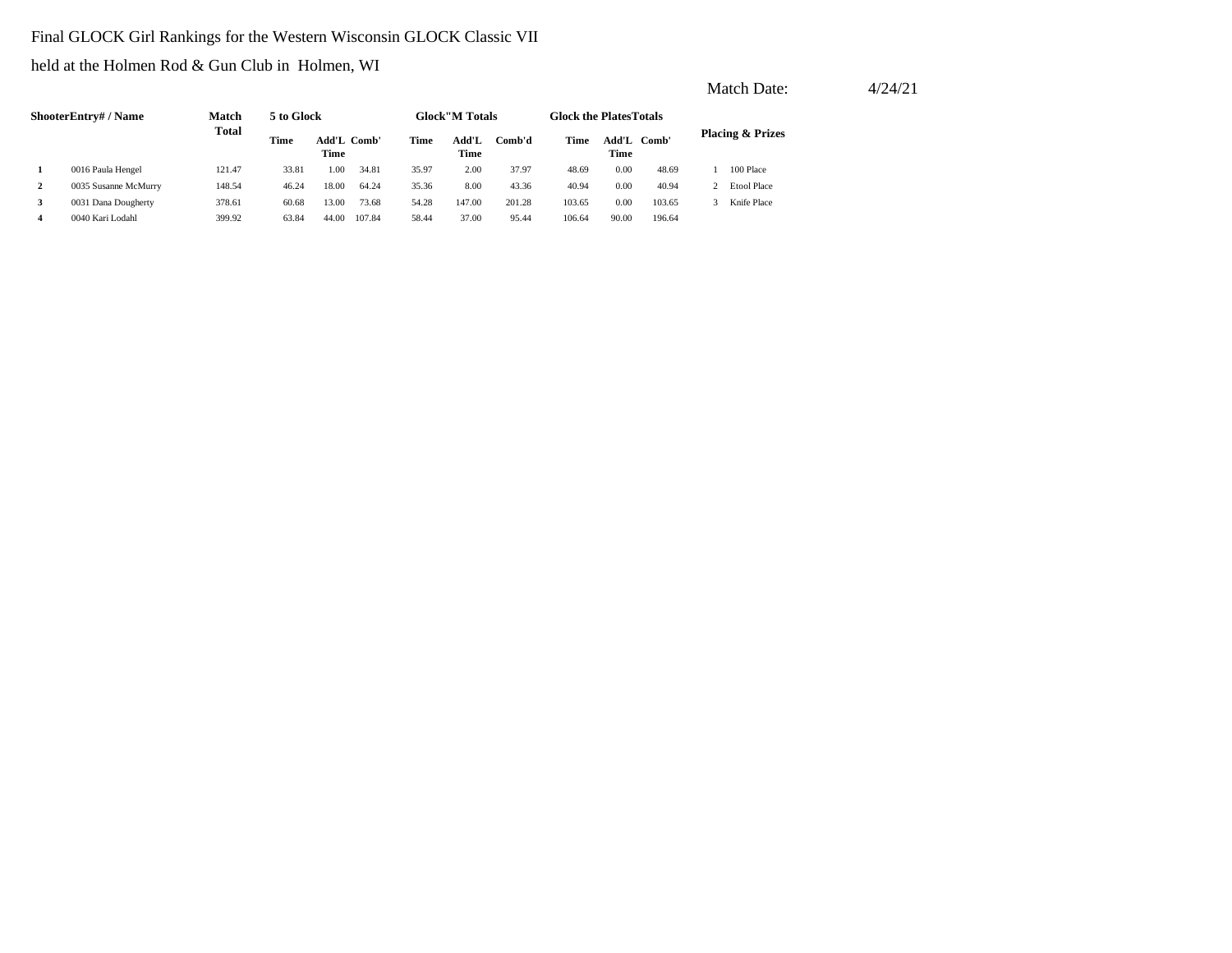Final GLOCK Girl Rankings for the Western Wisconsin GLOCK Classic VII

held at the Holmen Rod & Gun Club in Holmen, WI

Match Date: 4/24/21

| Shooter | Entry# / Name | Match Total | 5 to Glock | | | Glock"M Totals | | | Glock the Plates Totals | | | Placing & Prizes | |
|---|---|---|---|---|---|---|---|---|---|---|---|---|---|
| | | | Time | Add'L Time | Comb' | Time | Add'L Time | Comb'd | Time | Add'L Time | Comb' | | |
| 1 | 0016 Paula Hengel | 121.47 | 33.81 | 1.00 | 34.81 | 35.97 | 2.00 | 37.97 | 48.69 | 0.00 | 48.69 | 1 | 100 Place |
| 2 | 0035 Susanne McMurry | 148.54 | 46.24 | 18.00 | 64.24 | 35.36 | 8.00 | 43.36 | 40.94 | 0.00 | 40.94 | 2 | Etool Place |
| 3 | 0031 Dana Dougherty | 378.61 | 60.68 | 13.00 | 73.68 | 54.28 | 147.00 | 201.28 | 103.65 | 0.00 | 103.65 | 3 | Knife Place |
| 4 | 0040 Kari Lodahl | 399.92 | 63.84 | 44.00 | 107.84 | 58.44 | 37.00 | 95.44 | 106.64 | 90.00 | 196.64 | | |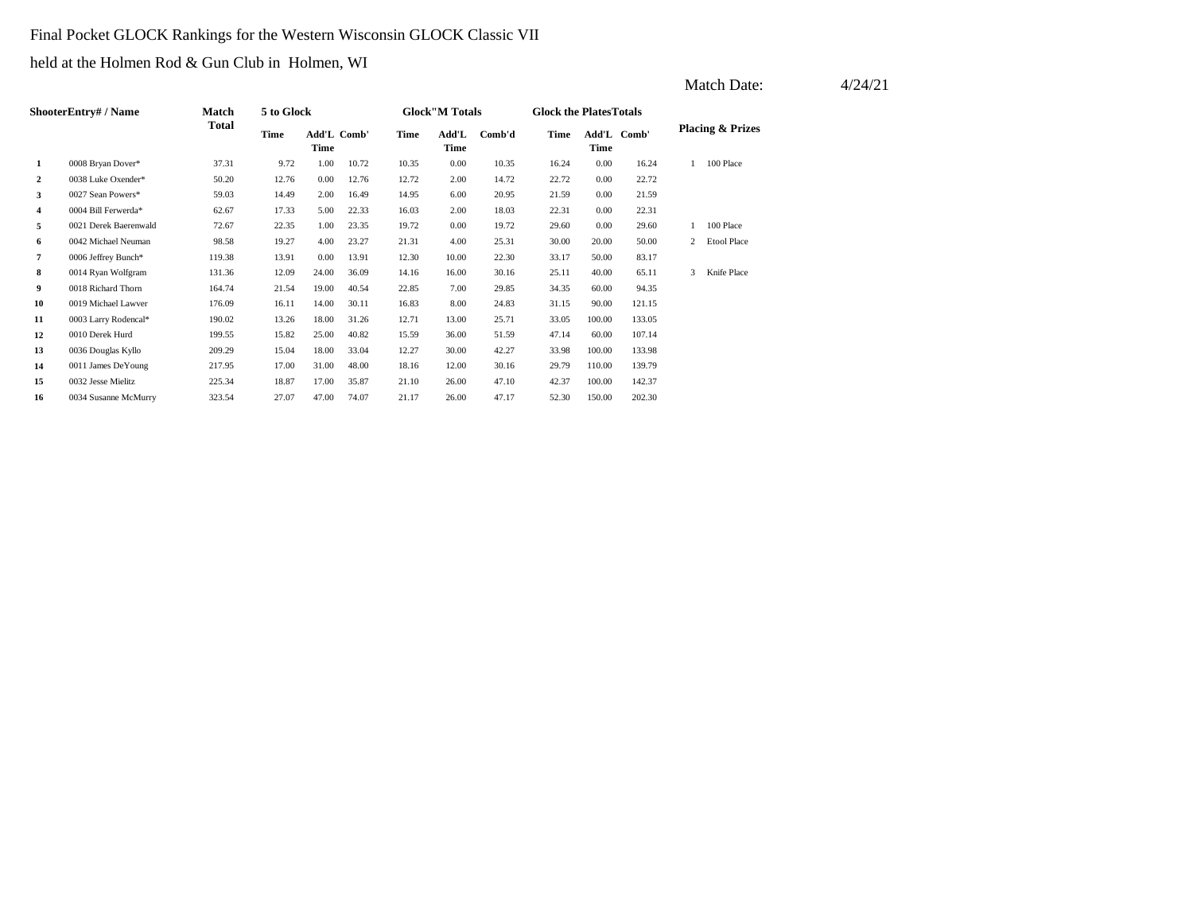Final Pocket GLOCK Rankings for the Western Wisconsin GLOCK Classic VII

held at the Holmen Rod & Gun Club in Holmen, WI

Match Date: 4/24/21

| Shooter | Entry# / Name | Match Total | 5 to Glock | | | Glock"M Totals | | | Glock the Plates Totals | | | Placing & Prizes | |
|---|---|---|---|---|---|---|---|---|---|---|---|---|---|
| | | | Time | Add'L Time | Comb' | Time | Add'L Time | Comb'd | Time | Add'L Time | Comb' | | |
| 1 | 0008 Bryan Dover* | 37.31 | 9.72 | 1.00 | 10.72 | 10.35 | 0.00 | 10.35 | 16.24 | 0.00 | 16.24 | 1 | 100 Place |
| 2 | 0038 Luke Oxender* | 50.20 | 12.76 | 0.00 | 12.76 | 12.72 | 2.00 | 14.72 | 22.72 | 0.00 | 22.72 | | |
| 3 | 0027 Sean Powers* | 59.03 | 14.49 | 2.00 | 16.49 | 14.95 | 6.00 | 20.95 | 21.59 | 0.00 | 21.59 | | |
| 4 | 0004 Bill Ferwerda* | 62.67 | 17.33 | 5.00 | 22.33 | 16.03 | 2.00 | 18.03 | 22.31 | 0.00 | 22.31 | | |
| 5 | 0021 Derek Baerenwald | 72.67 | 22.35 | 1.00 | 23.35 | 19.72 | 0.00 | 19.72 | 29.60 | 0.00 | 29.60 | 1 | 100 Place |
| 6 | 0042 Michael Neuman | 98.58 | 19.27 | 4.00 | 23.27 | 21.31 | 4.00 | 25.31 | 30.00 | 20.00 | 50.00 | 2 | Etool Place |
| 7 | 0006 Jeffrey Bunch* | 119.38 | 13.91 | 0.00 | 13.91 | 12.30 | 10.00 | 22.30 | 33.17 | 50.00 | 83.17 | | |
| 8 | 0014 Ryan Wolfgram | 131.36 | 12.09 | 24.00 | 36.09 | 14.16 | 16.00 | 30.16 | 25.11 | 40.00 | 65.11 | 3 | Knife Place |
| 9 | 0018 Richard Thorn | 164.74 | 21.54 | 19.00 | 40.54 | 22.85 | 7.00 | 29.85 | 34.35 | 60.00 | 94.35 | | |
| 10 | 0019 Michael Lawver | 176.09 | 16.11 | 14.00 | 30.11 | 16.83 | 8.00 | 24.83 | 31.15 | 90.00 | 121.15 | | |
| 11 | 0003 Larry Rodencal* | 190.02 | 13.26 | 18.00 | 31.26 | 12.71 | 13.00 | 25.71 | 33.05 | 100.00 | 133.05 | | |
| 12 | 0010 Derek Hurd | 199.55 | 15.82 | 25.00 | 40.82 | 15.59 | 36.00 | 51.59 | 47.14 | 60.00 | 107.14 | | |
| 13 | 0036 Douglas Kyllo | 209.29 | 15.04 | 18.00 | 33.04 | 12.27 | 30.00 | 42.27 | 33.98 | 100.00 | 133.98 | | |
| 14 | 0011 James DeYoung | 217.95 | 17.00 | 31.00 | 48.00 | 18.16 | 12.00 | 30.16 | 29.79 | 110.00 | 139.79 | | |
| 15 | 0032 Jesse Mielitz | 225.34 | 18.87 | 17.00 | 35.87 | 21.10 | 26.00 | 47.10 | 42.37 | 100.00 | 142.37 | | |
| 16 | 0034 Susanne McMurry | 323.54 | 27.07 | 47.00 | 74.07 | 21.17 | 26.00 | 47.17 | 52.30 | 150.00 | 202.30 | | |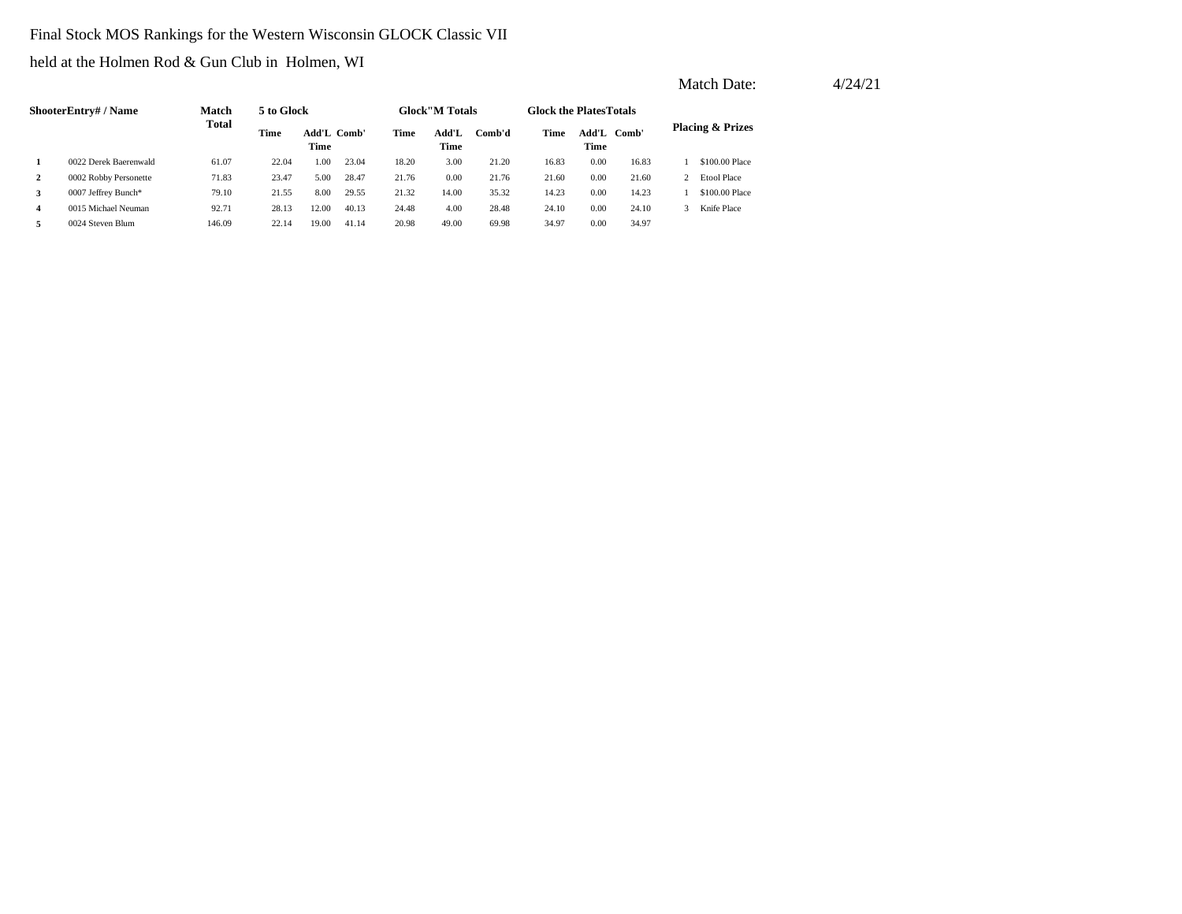Final Stock MOS Rankings for the Western Wisconsin GLOCK Classic VII

held at the Holmen Rod & Gun Club in Holmen, WI

Match Date: 4/24/21

| Shooter | Entry# / Name | Match Total | 5 to Glock | | | Glock"M Totals | | | Glock the Plates Totals | | | Placing & Prizes | |
|---|---|---|---|---|---|---|---|---|---|---|---|---|---|
| | | | Time | Add'L Time | Comb' | Time | Add'L Time | Comb'd | Time | Add'L Time | Comb' | | |
| 1 | 0022 Derek Baerenwald | 61.07 | 22.04 | 1.00 | 23.04 | 18.20 | 3.00 | 21.20 | 16.83 | 0.00 | 16.83 | 1 | $100.00 Place |
| 2 | 0002 Robby Personette | 71.83 | 23.47 | 5.00 | 28.47 | 21.76 | 0.00 | 21.76 | 21.60 | 0.00 | 21.60 | 2 | Etool Place |
| 3 | 0007 Jeffrey Bunch* | 79.10 | 21.55 | 8.00 | 29.55 | 21.32 | 14.00 | 35.32 | 14.23 | 0.00 | 14.23 | 1 | $100.00 Place |
| 4 | 0015 Michael Neuman | 92.71 | 28.13 | 12.00 | 40.13 | 24.48 | 4.00 | 28.48 | 24.10 | 0.00 | 24.10 | 3 | Knife Place |
| 5 | 0024 Steven Blum | 146.09 | 22.14 | 19.00 | 41.14 | 20.98 | 49.00 | 69.98 | 34.97 | 0.00 | 34.97 | | |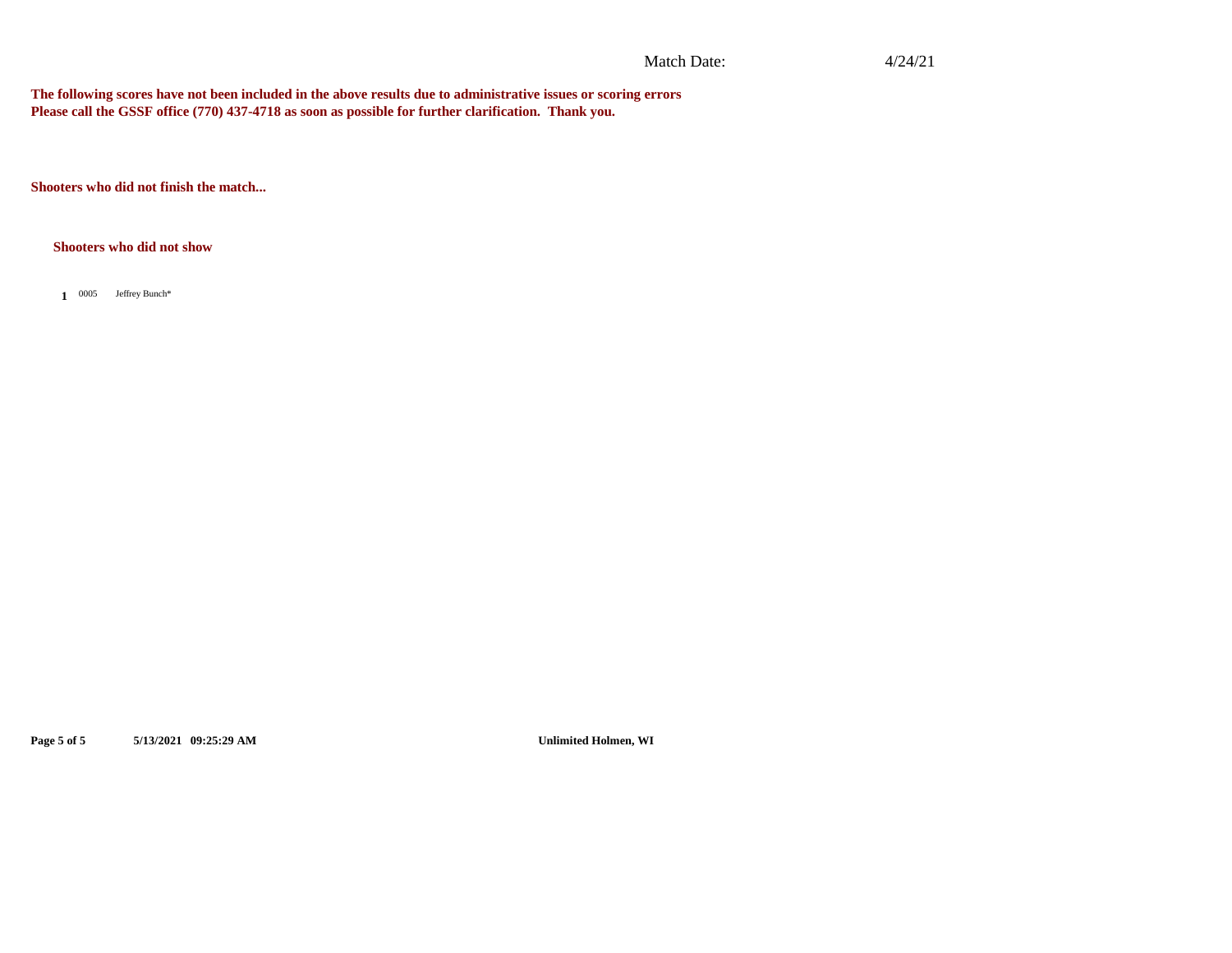Match Date: 4/24/21

**The following scores have not been included in the above results due to administrative issues or scoring errors**
**Please call the GSSF office (770) 437-4718 as soon as possible for further clarification. Thank you.**

**Shooters who did not finish the match...**

**Shooters who did not show**

**1** 0005 Jeffrey Bunch*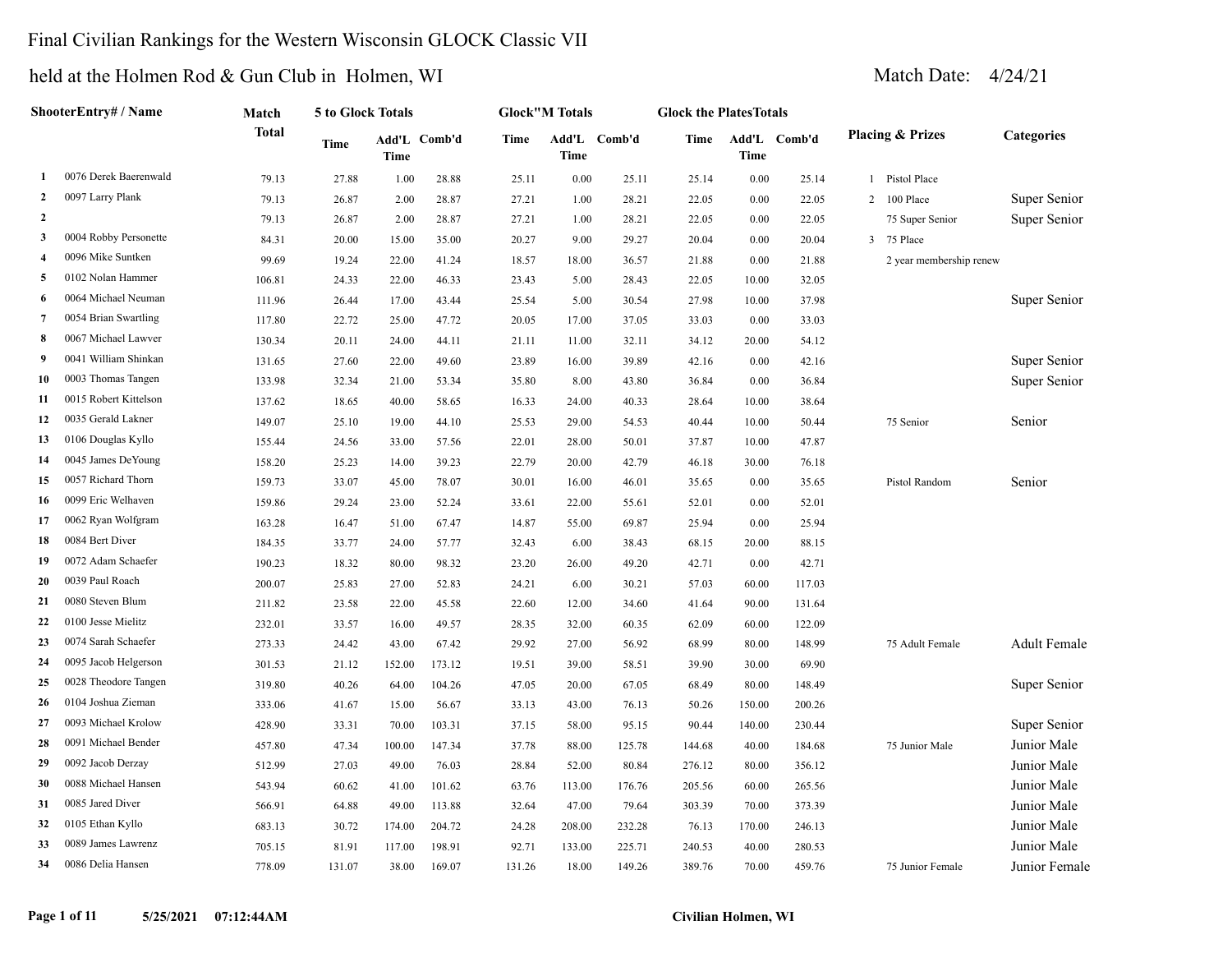# Final Civilian Rankings for the Western Wisconsin GLOCK Classic VII

## held at the Holmen Rod & Gun Club in Holmen, WI

Match Date: 4/24/21

| | ShooterEntry# / Name | Match Total | 5 to Glock Totals | | | Glock"M Totals | | | Glock the PlatesTotals | | | Placing & Prizes | Categories |
|---|---|---|---|---|---|---|---|---|---|---|---|---|---|
| | | | Time | Add'L Time | Comb'd | Time | Add'L Time | Comb'd | Time | Add'L Time | Comb'd | | |
| 1 | 0076 Derek Baerenwald | 79.13 | 27.88 | 1.00 | 28.88 | 25.11 | 0.00 | 25.11 | 25.14 | 0.00 | 25.14 | 1 Pistol Place | |
| 2 | 0097 Larry Plank | 79.13 | 26.87 | 2.00 | 28.87 | 27.21 | 1.00 | 28.21 | 22.05 | 0.00 | 22.05 | 2 100 Place | Super Senior |
| 2 | | 79.13 | 26.87 | 2.00 | 28.87 | 27.21 | 1.00 | 28.21 | 22.05 | 0.00 | 22.05 | 75 Super Senior | Super Senior |
| 3 | 0004 Robby Personette | 84.31 | 20.00 | 15.00 | 35.00 | 20.27 | 9.00 | 29.27 | 20.04 | 0.00 | 20.04 | 3 75 Place | |
| 4 | 0096 Mike Suntken | 99.69 | 19.24 | 22.00 | 41.24 | 18.57 | 18.00 | 36.57 | 21.88 | 0.00 | 21.88 | 2 year membership renew | |
| 5 | 0102 Nolan Hammer | 106.81 | 24.33 | 22.00 | 46.33 | 23.43 | 5.00 | 28.43 | 22.05 | 10.00 | 32.05 | | |
| 6 | 0064 Michael Neuman | 111.96 | 26.44 | 17.00 | 43.44 | 25.54 | 5.00 | 30.54 | 27.98 | 10.00 | 37.98 | | Super Senior |
| 7 | 0054 Brian Swartling | 117.80 | 22.72 | 25.00 | 47.72 | 20.05 | 17.00 | 37.05 | 33.03 | 0.00 | 33.03 | | |
| 8 | 0067 Michael Lawver | 130.34 | 20.11 | 24.00 | 44.11 | 21.11 | 11.00 | 32.11 | 34.12 | 20.00 | 54.12 | | |
| 9 | 0041 William Shinkan | 131.65 | 27.60 | 22.00 | 49.60 | 23.89 | 16.00 | 39.89 | 42.16 | 0.00 | 42.16 | | Super Senior |
| 10 | 0003 Thomas Tangen | 133.98 | 32.34 | 21.00 | 53.34 | 35.80 | 8.00 | 43.80 | 36.84 | 0.00 | 36.84 | | Super Senior |
| 11 | 0015 Robert Kittelson | 137.62 | 18.65 | 40.00 | 58.65 | 16.33 | 24.00 | 40.33 | 28.64 | 10.00 | 38.64 | | |
| 12 | 0035 Gerald Lakner | 149.07 | 25.10 | 19.00 | 44.10 | 25.53 | 29.00 | 54.53 | 40.44 | 10.00 | 50.44 | 75 Senior | Senior |
| 13 | 0106 Douglas Kyllo | 155.44 | 24.56 | 33.00 | 57.56 | 22.01 | 28.00 | 50.01 | 37.87 | 10.00 | 47.87 | | |
| 14 | 0045 James DeYoung | 158.20 | 25.23 | 14.00 | 39.23 | 22.79 | 20.00 | 42.79 | 46.18 | 30.00 | 76.18 | | |
| 15 | 0057 Richard Thorn | 159.73 | 33.07 | 45.00 | 78.07 | 30.01 | 16.00 | 46.01 | 35.65 | 0.00 | 35.65 | Pistol Random | Senior |
| 16 | 0099 Eric Welhaven | 159.86 | 29.24 | 23.00 | 52.24 | 33.61 | 22.00 | 55.61 | 52.01 | 0.00 | 52.01 | | |
| 17 | 0062 Ryan Wolfgram | 163.28 | 16.47 | 51.00 | 67.47 | 14.87 | 55.00 | 69.87 | 25.94 | 0.00 | 25.94 | | |
| 18 | 0084 Bert Diver | 184.35 | 33.77 | 24.00 | 57.77 | 32.43 | 6.00 | 38.43 | 68.15 | 20.00 | 88.15 | | |
| 19 | 0072 Adam Schaefer | 190.23 | 18.32 | 80.00 | 98.32 | 23.20 | 26.00 | 49.20 | 42.71 | 0.00 | 42.71 | | |
| 20 | 0039 Paul Roach | 200.07 | 25.83 | 27.00 | 52.83 | 24.21 | 6.00 | 30.21 | 57.03 | 60.00 | 117.03 | | |
| 21 | 0080 Steven Blum | 211.82 | 23.58 | 22.00 | 45.58 | 22.60 | 12.00 | 34.60 | 41.64 | 90.00 | 131.64 | | |
| 22 | 0100 Jesse Mielitz | 232.01 | 33.57 | 16.00 | 49.57 | 28.35 | 32.00 | 60.35 | 62.09 | 60.00 | 122.09 | | |
| 23 | 0074 Sarah Schaefer | 273.33 | 24.42 | 43.00 | 67.42 | 29.92 | 27.00 | 56.92 | 68.99 | 80.00 | 148.99 | 75 Adult Female | Adult Female |
| 24 | 0095 Jacob Helgerson | 301.53 | 21.12 | 152.00 | 173.12 | 19.51 | 39.00 | 58.51 | 39.90 | 30.00 | 69.90 | | |
| 25 | 0028 Theodore Tangen | 319.80 | 40.26 | 64.00 | 104.26 | 47.05 | 20.00 | 67.05 | 68.49 | 80.00 | 148.49 | | Super Senior |
| 26 | 0104 Joshua Zieman | 333.06 | 41.67 | 15.00 | 56.67 | 33.13 | 43.00 | 76.13 | 50.26 | 150.00 | 200.26 | | |
| 27 | 0093 Michael Krolow | 428.90 | 33.31 | 70.00 | 103.31 | 37.15 | 58.00 | 95.15 | 90.44 | 140.00 | 230.44 | | Super Senior |
| 28 | 0091 Michael Bender | 457.80 | 47.34 | 100.00 | 147.34 | 37.78 | 88.00 | 125.78 | 144.68 | 40.00 | 184.68 | 75 Junior Male | Junior Male |
| 29 | 0092 Jacob Derzay | 512.99 | 27.03 | 49.00 | 76.03 | 28.84 | 52.00 | 80.84 | 276.12 | 80.00 | 356.12 | | Junior Male |
| 30 | 0088 Michael Hansen | 543.94 | 60.62 | 41.00 | 101.62 | 63.76 | 113.00 | 176.76 | 205.56 | 60.00 | 265.56 | | Junior Male |
| 31 | 0085 Jared Diver | 566.91 | 64.88 | 49.00 | 113.88 | 32.64 | 47.00 | 79.64 | 303.39 | 70.00 | 373.39 | | Junior Male |
| 32 | 0105 Ethan Kyllo | 683.13 | 30.72 | 174.00 | 204.72 | 24.28 | 208.00 | 232.28 | 76.13 | 170.00 | 246.13 | | Junior Male |
| 33 | 0089 James Lawrenz | 705.15 | 81.91 | 117.00 | 198.91 | 92.71 | 133.00 | 225.71 | 240.53 | 40.00 | 280.53 | | Junior Male |
| 34 | 0086 Delia Hansen | 778.09 | 131.07 | 38.00 | 169.07 | 131.26 | 18.00 | 149.26 | 389.76 | 70.00 | 459.76 | 75 Junior Female | Junior Female |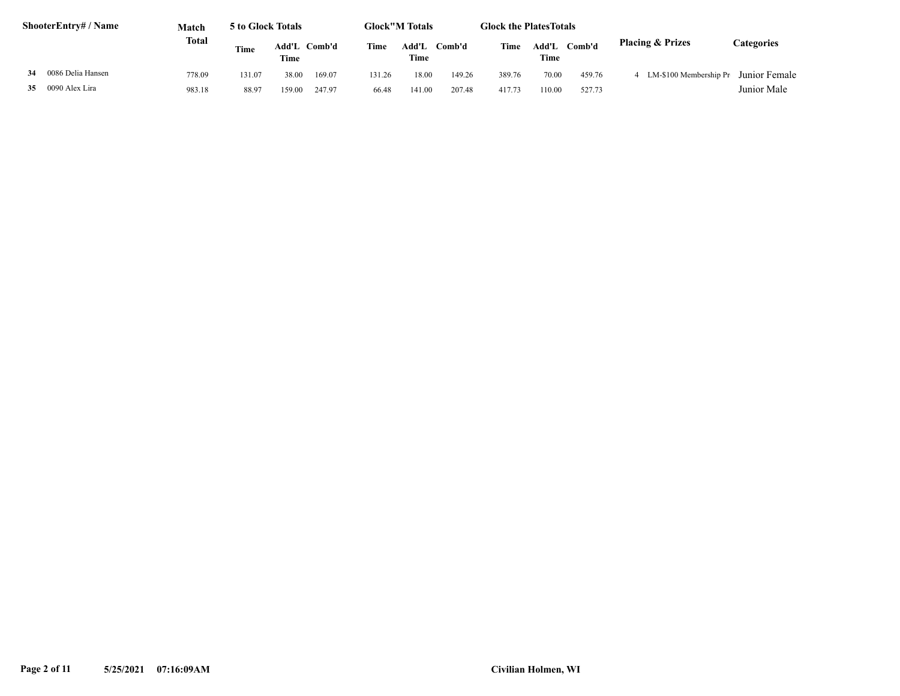| ShooterEntry# / Name | Match Total | 5 to Glock Totals | | | Glock"M Totals | | | Glock the PlatesTotals | | | Placing & Prizes | Categories |
|---|---|---|---|---|---|---|---|---|---|---|---|---|
| | | Time | Add'L Time | Comb'd | Time | Add'L Time | Comb'd | Time | Add'L Time | Comb'd | | |
| **34** 0086 Delia Hansen | 778.09 | 131.07 | 38.00 | 169.07 | 131.26 | 18.00 | 149.26 | 389.76 | 70.00 | 459.76 | 4 LM-$100 Membership Pr | Junior Female |
| **35** 0090 Alex Lira | 983.18 | 88.97 | 159.00 | 247.97 | 66.48 | 141.00 | 207.48 | 417.73 | 110.00 | 527.73 | | Junior Male |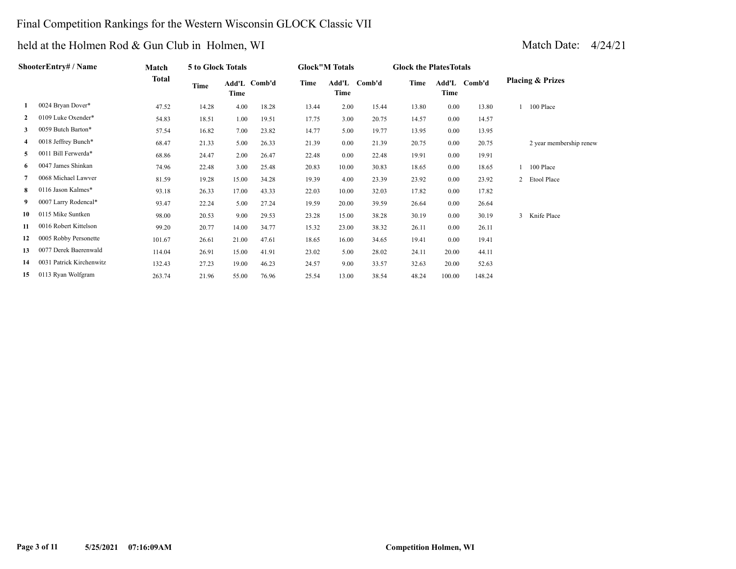# Final Competition Rankings for the Western Wisconsin GLOCK Classic VII

## held at the Holmen Rod & Gun Club in Holmen, WI

Match Date: 4/24/21

| | ShooterEntry# / Name | Match Total | 5 to Glock Totals | | | Glock"M Totals | | | Glock the PlatesTotals | | | Placing & Prizes |
|---|---|---|---|---|---|---|---|---|---|---|---|---|
| | | | Time | Add'L Time | Comb'd | Time | Add'L Time | Comb'd | Time | Add'L Time | Comb'd | |
| 1 | 0024 Bryan Dover* | 47.52 | 14.28 | 4.00 | 18.28 | 13.44 | 2.00 | 15.44 | 13.80 | 0.00 | 13.80 | 1 100 Place |
| 2 | 0109 Luke Oxender* | 54.83 | 18.51 | 1.00 | 19.51 | 17.75 | 3.00 | 20.75 | 14.57 | 0.00 | 14.57 | |
| 3 | 0059 Butch Barton* | 57.54 | 16.82 | 7.00 | 23.82 | 14.77 | 5.00 | 19.77 | 13.95 | 0.00 | 13.95 | |
| 4 | 0018 Jeffrey Bunch* | 68.47 | 21.33 | 5.00 | 26.33 | 21.39 | 0.00 | 21.39 | 20.75 | 0.00 | 20.75 | 2 year membership renew |
| 5 | 0011 Bill Ferwerda* | 68.86 | 24.47 | 2.00 | 26.47 | 22.48 | 0.00 | 22.48 | 19.91 | 0.00 | 19.91 | |
| 6 | 0047 James Shinkan | 74.96 | 22.48 | 3.00 | 25.48 | 20.83 | 10.00 | 30.83 | 18.65 | 0.00 | 18.65 | 1 100 Place |
| 7 | 0068 Michael Lawver | 81.59 | 19.28 | 15.00 | 34.28 | 19.39 | 4.00 | 23.39 | 23.92 | 0.00 | 23.92 | 2 Etool Place |
| 8 | 0116 Jason Kalmes* | 93.18 | 26.33 | 17.00 | 43.33 | 22.03 | 10.00 | 32.03 | 17.82 | 0.00 | 17.82 | |
| 9 | 0007 Larry Rodencal* | 93.47 | 22.24 | 5.00 | 27.24 | 19.59 | 20.00 | 39.59 | 26.64 | 0.00 | 26.64 | |
| 10 | 0115 Mike Suntken | 98.00 | 20.53 | 9.00 | 29.53 | 23.28 | 15.00 | 38.28 | 30.19 | 0.00 | 30.19 | 3 Knife Place |
| 11 | 0016 Robert Kittelson | 99.20 | 20.77 | 14.00 | 34.77 | 15.32 | 23.00 | 38.32 | 26.11 | 0.00 | 26.11 | |
| 12 | 0005 Robby Personette | 101.67 | 26.61 | 21.00 | 47.61 | 18.65 | 16.00 | 34.65 | 19.41 | 0.00 | 19.41 | |
| 13 | 0077 Derek Baerenwald | 114.04 | 26.91 | 15.00 | 41.91 | 23.02 | 5.00 | 28.02 | 24.11 | 20.00 | 44.11 | |
| 14 | 0031 Patrick Kirchenwitz | 132.43 | 27.23 | 19.00 | 46.23 | 24.57 | 9.00 | 33.57 | 32.63 | 20.00 | 52.63 | |
| 15 | 0113 Ryan Wolfgram | 263.74 | 21.96 | 55.00 | 76.96 | 25.54 | 13.00 | 38.54 | 48.24 | 100.00 | 148.24 | |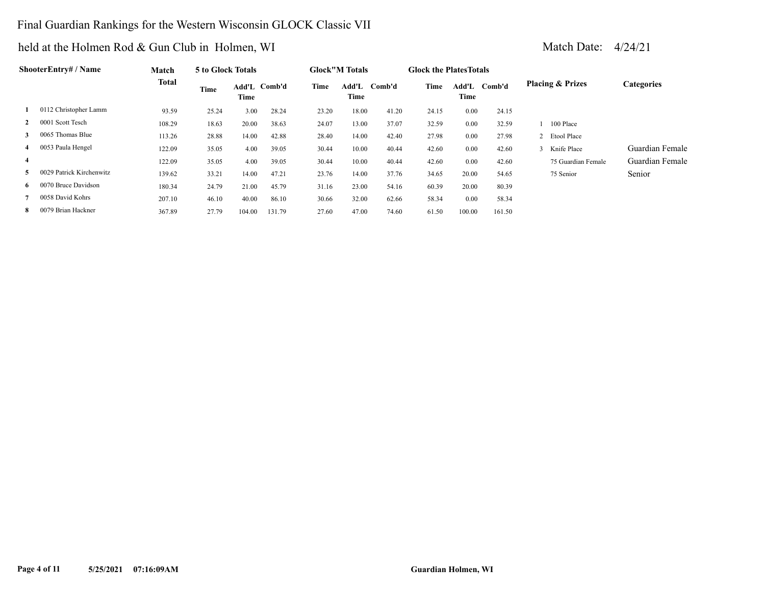# Final Guardian Rankings for the Western Wisconsin GLOCK Classic VII

## held at the Holmen Rod & Gun Club in Holmen, WI

Match Date: 4/24/21

| | ShooterEntry# / Name | Match Total | 5 to Glock Totals | | | Glock"M Totals | | | Glock the PlatesTotals | | | Placing & Prizes | Categories |
|---|---|---|---|---|---|---|---|---|---|---|---|---|---|
| | | | Time | Add'L Time | Comb'd | Time | Add'L Time | Comb'd | Time | Add'L Time | Comb'd | | |
| 1 | 0112 Christopher Lamm | 93.59 | 25.24 | 3.00 | 28.24 | 23.20 | 18.00 | 41.20 | 24.15 | 0.00 | 24.15 | | |
| 2 | 0001 Scott Tesch | 108.29 | 18.63 | 20.00 | 38.63 | 24.07 | 13.00 | 37.07 | 32.59 | 0.00 | 32.59 | 1 100 Place | |
| 3 | 0065 Thomas Blue | 113.26 | 28.88 | 14.00 | 42.88 | 28.40 | 14.00 | 42.40 | 27.98 | 0.00 | 27.98 | 2 Etool Place | |
| 4 | 0053 Paula Hengel | 122.09 | 35.05 | 4.00 | 39.05 | 30.44 | 10.00 | 40.44 | 42.60 | 0.00 | 42.60 | 3 Knife Place | Guardian Female |
| 4 | | 122.09 | 35.05 | 4.00 | 39.05 | 30.44 | 10.00 | 40.44 | 42.60 | 0.00 | 42.60 | 75 Guardian Female | Guardian Female |
| 5 | 0029 Patrick Kirchenwitz | 139.62 | 33.21 | 14.00 | 47.21 | 23.76 | 14.00 | 37.76 | 34.65 | 20.00 | 54.65 | 75 Senior | Senior |
| 6 | 0070 Bruce Davidson | 180.34 | 24.79 | 21.00 | 45.79 | 31.16 | 23.00 | 54.16 | 60.39 | 20.00 | 80.39 | | |
| 7 | 0058 David Kohrs | 207.10 | 46.10 | 40.00 | 86.10 | 30.66 | 32.00 | 62.66 | 58.34 | 0.00 | 58.34 | | |
| 8 | 0079 Brian Hackner | 367.89 | 27.79 | 104.00 | 131.79 | 27.60 | 47.00 | 74.60 | 61.50 | 100.00 | 161.50 | | |

5/25/2021 07:16:09AM Guardian Holmen, WI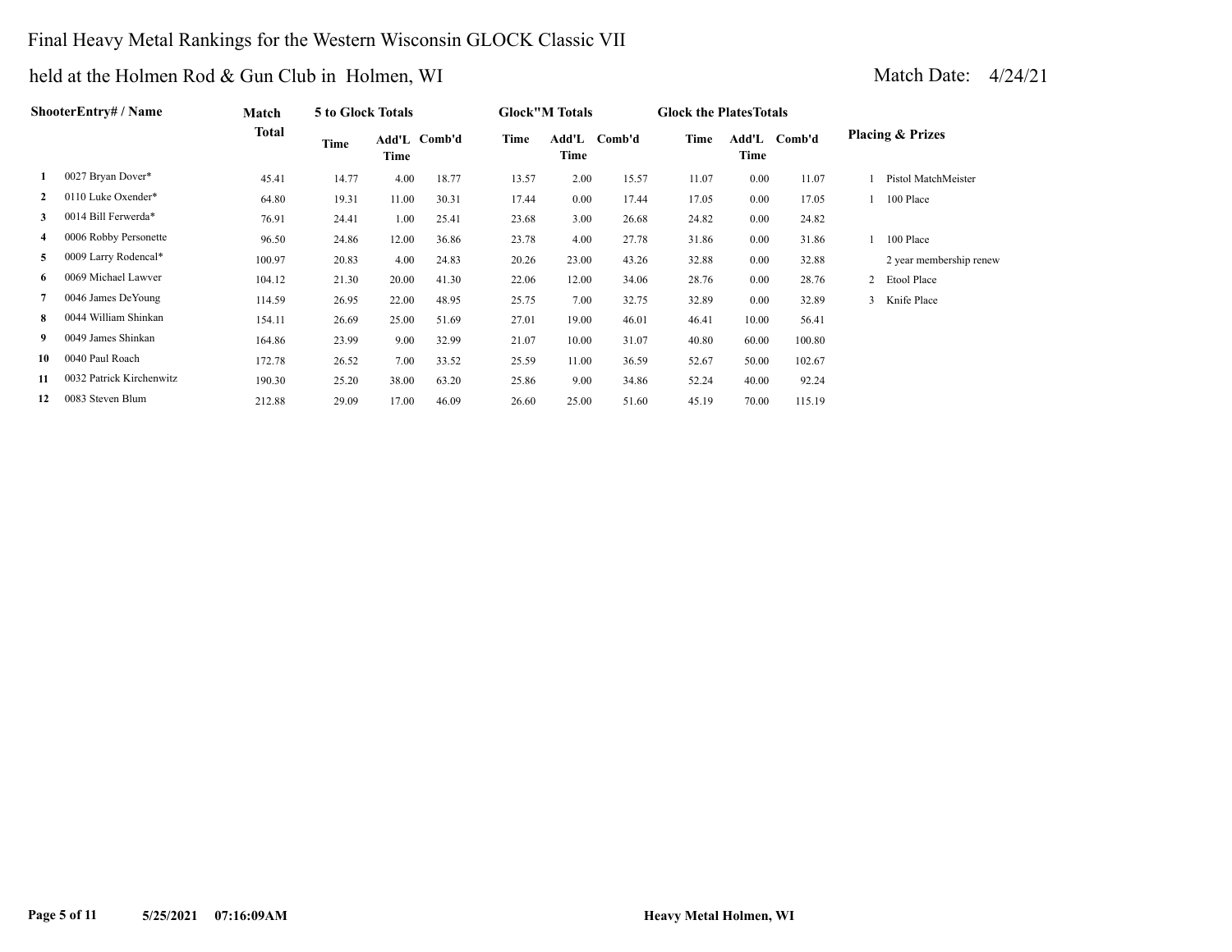# Final Heavy Metal Rankings for the Western Wisconsin GLOCK Classic VII

## held at the Holmen Rod & Gun Club in Holmen, WI

Match Date: 4/24/21

| | ShooterEntry# / Name | Match Total | 5 to Glock Totals | | | Glock"M Totals | | | Glock the PlatesTotals | | | Placing & Prizes | |
|---|---|---|---|---|---|---|---|---|---|---|---|---|---|
| | | | Time | Add'L Time | Comb'd | Time | Add'L Time | Comb'd | Time | Add'L Time | Comb'd | | |
| 1 | 0027 Bryan Dover* | 45.41 | 14.77 | 4.00 | 18.77 | 13.57 | 2.00 | 15.57 | 11.07 | 0.00 | 11.07 | 1 | Pistol MatchMeister |
| 2 | 0110 Luke Oxender* | 64.80 | 19.31 | 11.00 | 30.31 | 17.44 | 0.00 | 17.44 | 17.05 | 0.00 | 17.05 | 1 | 100 Place |
| 3 | 0014 Bill Ferwerda* | 76.91 | 24.41 | 1.00 | 25.41 | 23.68 | 3.00 | 26.68 | 24.82 | 0.00 | 24.82 | | |
| 4 | 0006 Robby Personette | 96.50 | 24.86 | 12.00 | 36.86 | 23.78 | 4.00 | 27.78 | 31.86 | 0.00 | 31.86 | 1 | 100 Place |
| 5 | 0009 Larry Rodencal* | 100.97 | 20.83 | 4.00 | 24.83 | 20.26 | 23.00 | 43.26 | 32.88 | 0.00 | 32.88 | | 2 year membership renew |
| 6 | 0069 Michael Lawver | 104.12 | 21.30 | 20.00 | 41.30 | 22.06 | 12.00 | 34.06 | 28.76 | 0.00 | 28.76 | 2 | Etool Place |
| 7 | 0046 James DeYoung | 114.59 | 26.95 | 22.00 | 48.95 | 25.75 | 7.00 | 32.75 | 32.89 | 0.00 | 32.89 | 3 | Knife Place |
| 8 | 0044 William Shinkan | 154.11 | 26.69 | 25.00 | 51.69 | 27.01 | 19.00 | 46.01 | 46.41 | 10.00 | 56.41 | | |
| 9 | 0049 James Shinkan | 164.86 | 23.99 | 9.00 | 32.99 | 21.07 | 10.00 | 31.07 | 40.80 | 60.00 | 100.80 | | |
| 10 | 0040 Paul Roach | 172.78 | 26.52 | 7.00 | 33.52 | 25.59 | 11.00 | 36.59 | 52.67 | 50.00 | 102.67 | | |
| 11 | 0032 Patrick Kirchenwitz | 190.30 | 25.20 | 38.00 | 63.20 | 25.86 | 9.00 | 34.86 | 52.24 | 40.00 | 92.24 | | |
| 12 | 0083 Steven Blum | 212.88 | 29.09 | 17.00 | 46.09 | 26.60 | 25.00 | 51.60 | 45.19 | 70.00 | 115.19 | | |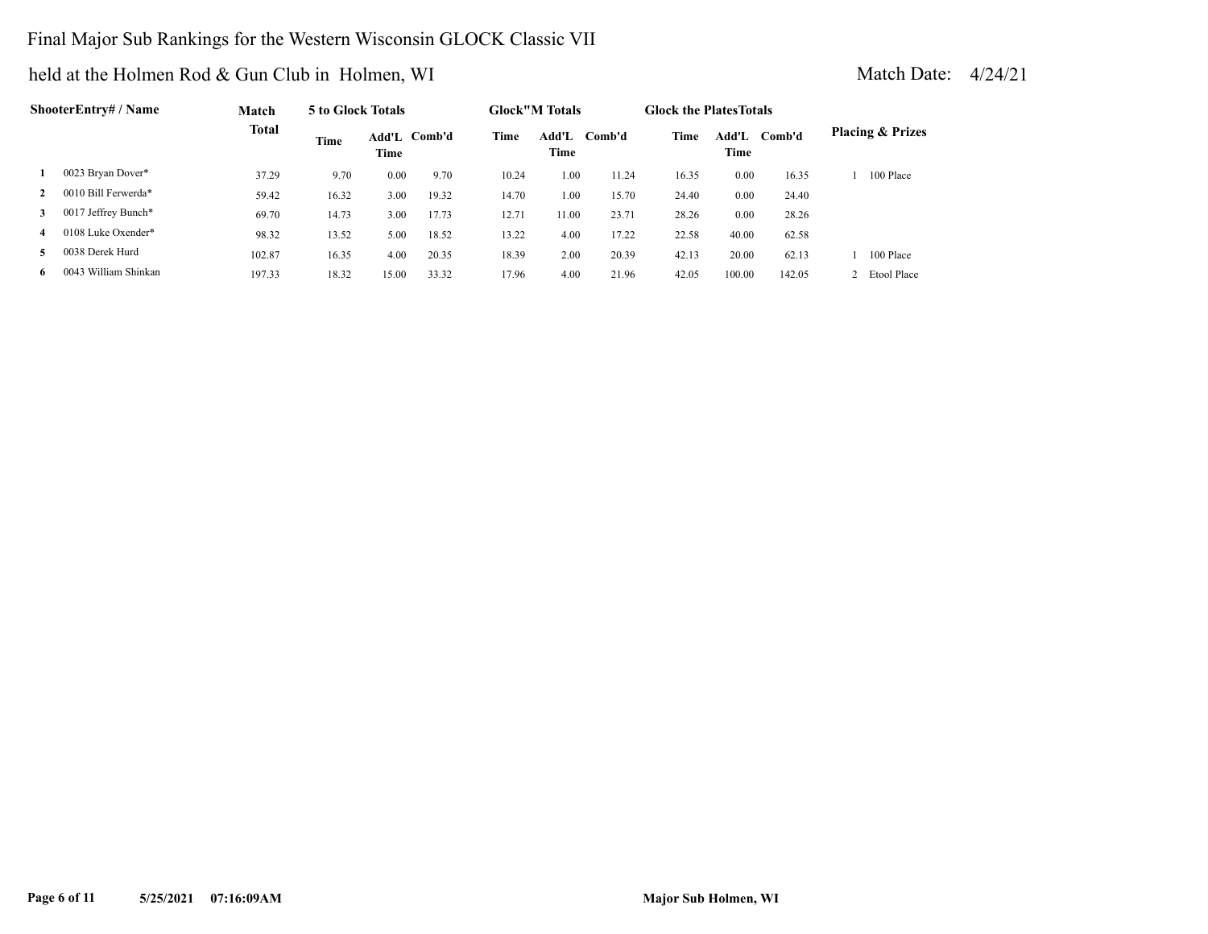# Final Major Sub Rankings for the Western Wisconsin GLOCK Classic VII

held at the Holmen Rod & Gun Club in Holmen, WI

Match Date: 4/24/21

| | ShooterEntry# / Name | Match Total | 5 to Glock Totals | | | Glock"M Totals | | | Glock the PlatesTotals | | | Placing & Prizes |
|---|---|---|---|---|---|---|---|---|---|---|---|---|
| | | | Time | Add'L Time | Comb'd | Time | Add'L Time | Comb'd | Time | Add'L Time | Comb'd | |
| 1 | 0023 Bryan Dover* | 37.29 | 9.70 | 0.00 | 9.70 | 10.24 | 1.00 | 11.24 | 16.35 | 0.00 | 16.35 | 1 100 Place |
| 2 | 0010 Bill Ferwerda* | 59.42 | 16.32 | 3.00 | 19.32 | 14.70 | 1.00 | 15.70 | 24.40 | 0.00 | 24.40 | |
| 3 | 0017 Jeffrey Bunch* | 69.70 | 14.73 | 3.00 | 17.73 | 12.71 | 11.00 | 23.71 | 28.26 | 0.00 | 28.26 | |
| 4 | 0108 Luke Oxender* | 98.32 | 13.52 | 5.00 | 18.52 | 13.22 | 4.00 | 17.22 | 22.58 | 40.00 | 62.58 | |
| 5 | 0038 Derek Hurd | 102.87 | 16.35 | 4.00 | 20.35 | 18.39 | 2.00 | 20.39 | 42.13 | 20.00 | 62.13 | 1 100 Place |
| 6 | 0043 William Shinkan | 197.33 | 18.32 | 15.00 | 33.32 | 17.96 | 4.00 | 21.96 | 42.05 | 100.00 | 142.05 | 2 Etool Place |

5/25/2021 07:16:09AM

Major Sub Holmen, WI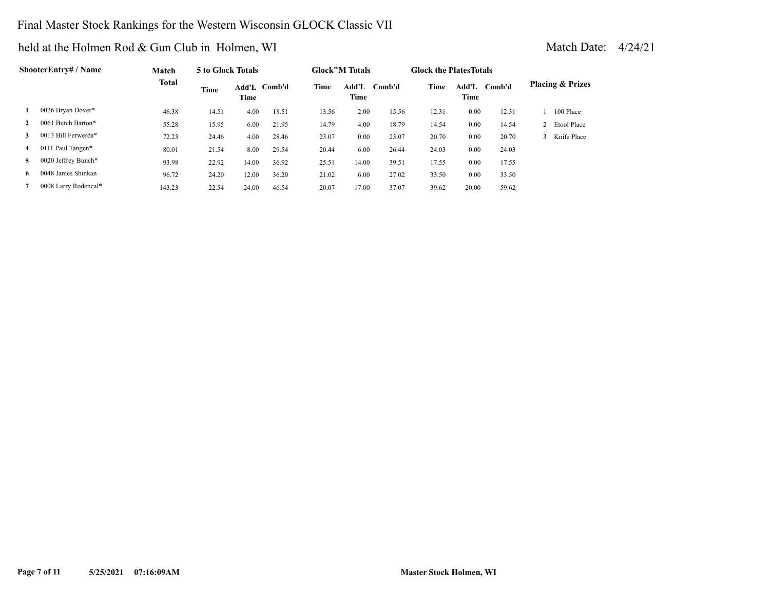# Final Master Stock Rankings for the Western Wisconsin GLOCK Classic VII

held at the Holmen Rod & Gun Club in Holmen, WI

Match Date: 4/24/21

| | ShooterEntry# / Name | Match Total | 5 to Glock Totals | | | Glock"M Totals | | | Glock the PlatesTotals | | | Placing & Prizes |
|---|---|---|---|---|---|---|---|---|---|---|---|---|
| | | | Time | Add'L Time | Comb'd | Time | Add'L Time | Comb'd | Time | Add'L Time | Comb'd | |
| 1 | 0026 Bryan Dover* | 46.38 | 14.51 | 4.00 | 18.51 | 13.56 | 2.00 | 15.56 | 12.31 | 0.00 | 12.31 | 1 100 Place |
| 2 | 0061 Butch Barton* | 55.28 | 15.95 | 6.00 | 21.95 | 14.79 | 4.00 | 18.79 | 14.54 | 0.00 | 14.54 | 2 Etool Place |
| 3 | 0013 Bill Ferwerda* | 72.23 | 24.46 | 4.00 | 28.46 | 23.07 | 0.00 | 23.07 | 20.70 | 0.00 | 20.70 | 3 Knife Place |
| 4 | 0111 Paul Tangen* | 80.01 | 21.54 | 8.00 | 29.54 | 20.44 | 6.00 | 26.44 | 24.03 | 0.00 | 24.03 | |
| 5 | 0020 Jeffrey Bunch* | 93.98 | 22.92 | 14.00 | 36.92 | 25.51 | 14.00 | 39.51 | 17.55 | 0.00 | 17.55 | |
| 6 | 0048 James Shinkan | 96.72 | 24.20 | 12.00 | 36.20 | 21.02 | 6.00 | 27.02 | 33.50 | 0.00 | 33.50 | |
| 7 | 0008 Larry Rodencal* | 143.23 | 22.54 | 24.00 | 46.54 | 20.07 | 17.00 | 37.07 | 39.62 | 20.00 | 59.62 | |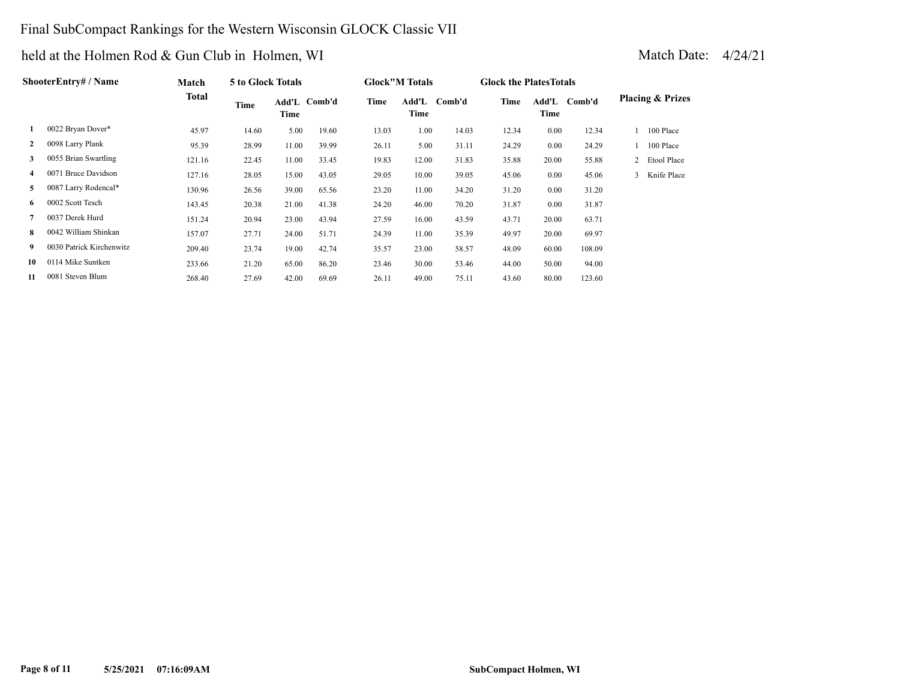# Final SubCompact Rankings for the Western Wisconsin GLOCK Classic VII

## held at the Holmen Rod & Gun Club in Holmen, WI

Match Date: 4/24/21

| | ShooterEntry# / Name | Match Total | 5 to Glock Totals | | | Glock"M Totals | | | Glock the PlatesTotals | | | Placing & Prizes |
|---|---|---|---|---|---|---|---|---|---|---|---|---|
| | | | Time | Add'L Time | Comb'd | Time | Add'L Time | Comb'd | Time | Add'L Time | Comb'd | |
| 1 | 0022 Bryan Dover* | 45.97 | 14.60 | 5.00 | 19.60 | 13.03 | 1.00 | 14.03 | 12.34 | 0.00 | 12.34 | 1 100 Place |
| 2 | 0098 Larry Plank | 95.39 | 28.99 | 11.00 | 39.99 | 26.11 | 5.00 | 31.11 | 24.29 | 0.00 | 24.29 | 1 100 Place |
| 3 | 0055 Brian Swartling | 121.16 | 22.45 | 11.00 | 33.45 | 19.83 | 12.00 | 31.83 | 35.88 | 20.00 | 55.88 | 2 Etool Place |
| 4 | 0071 Bruce Davidson | 127.16 | 28.05 | 15.00 | 43.05 | 29.05 | 10.00 | 39.05 | 45.06 | 0.00 | 45.06 | 3 Knife Place |
| 5 | 0087 Larry Rodencal* | 130.96 | 26.56 | 39.00 | 65.56 | 23.20 | 11.00 | 34.20 | 31.20 | 0.00 | 31.20 | |
| 6 | 0002 Scott Tesch | 143.45 | 20.38 | 21.00 | 41.38 | 24.20 | 46.00 | 70.20 | 31.87 | 0.00 | 31.87 | |
| 7 | 0037 Derek Hurd | 151.24 | 20.94 | 23.00 | 43.94 | 27.59 | 16.00 | 43.59 | 43.71 | 20.00 | 63.71 | |
| 8 | 0042 William Shinkan | 157.07 | 27.71 | 24.00 | 51.71 | 24.39 | 11.00 | 35.39 | 49.97 | 20.00 | 69.97 | |
| 9 | 0030 Patrick Kirchenwitz | 209.40 | 23.74 | 19.00 | 42.74 | 35.57 | 23.00 | 58.57 | 48.09 | 60.00 | 108.09 | |
| 10 | 0114 Mike Suntken | 233.66 | 21.20 | 65.00 | 86.20 | 23.46 | 30.00 | 53.46 | 44.00 | 50.00 | 94.00 | |
| 11 | 0081 Steven Blum | 268.40 | 27.69 | 42.00 | 69.69 | 26.11 | 49.00 | 75.11 | 43.60 | 80.00 | 123.60 | |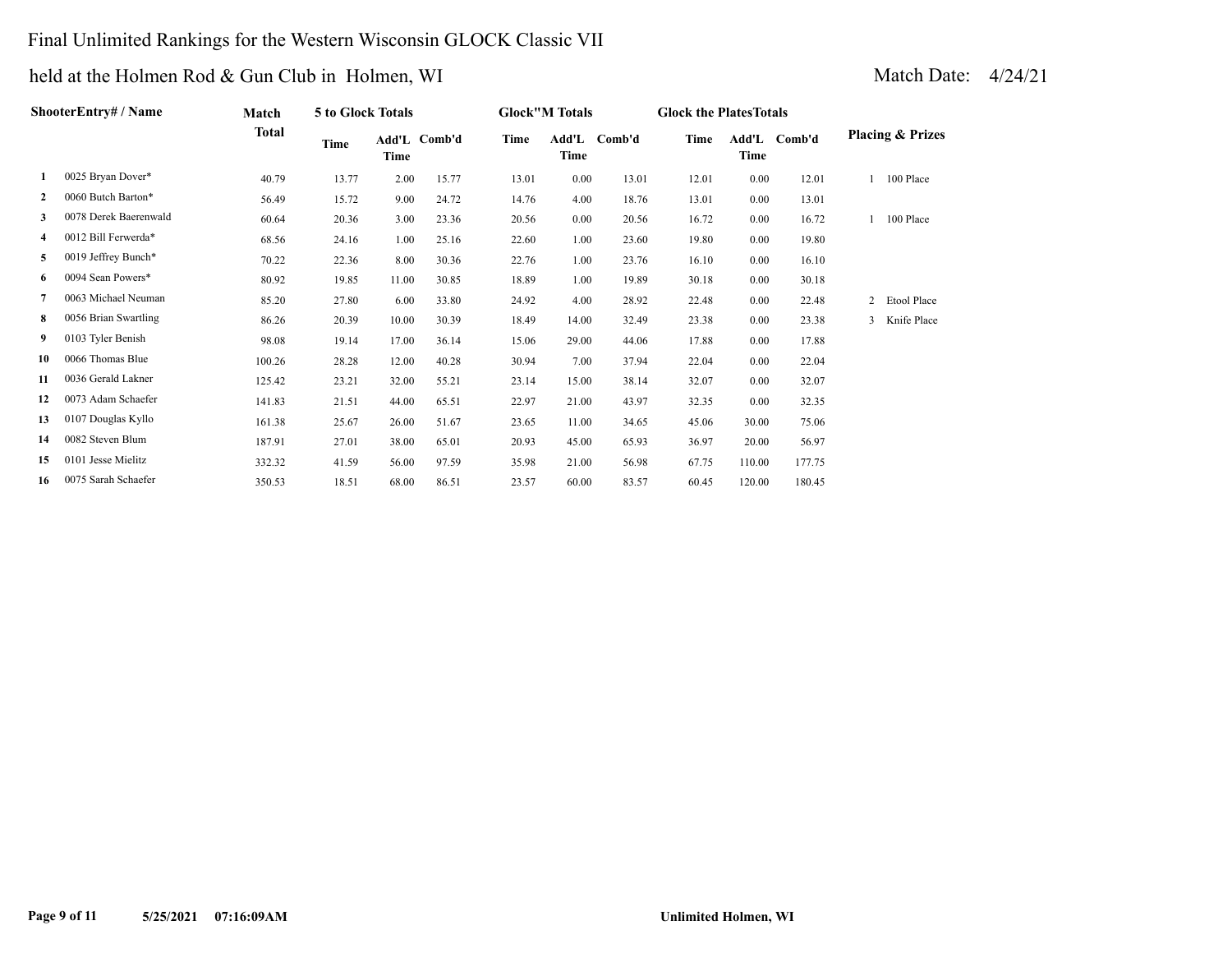# Final Unlimited Rankings for the Western Wisconsin GLOCK Classic VII

## held at the Holmen Rod & Gun Club in Holmen, WI

Match Date: 4/24/21

| | ShooterEntry# / Name | Match Total | 5 to Glock Totals | | | Glock"M Totals | | | Glock the PlatesTotals | | | Placing & Prizes |
|---|---|---|---|---|---|---|---|---|---|---|---|---|
| | | | Time | Add'L Time | Comb'd | Time | Add'L Time | Comb'd | Time | Add'L Time | Comb'd | |
| 1 | 0025 Bryan Dover* | 40.79 | 13.77 | 2.00 | 15.77 | 13.01 | 0.00 | 13.01 | 12.01 | 0.00 | 12.01 | 1 100 Place |
| 2 | 0060 Butch Barton* | 56.49 | 15.72 | 9.00 | 24.72 | 14.76 | 4.00 | 18.76 | 13.01 | 0.00 | 13.01 | |
| 3 | 0078 Derek Baerenwald | 60.64 | 20.36 | 3.00 | 23.36 | 20.56 | 0.00 | 20.56 | 16.72 | 0.00 | 16.72 | 1 100 Place |
| 4 | 0012 Bill Ferwerda* | 68.56 | 24.16 | 1.00 | 25.16 | 22.60 | 1.00 | 23.60 | 19.80 | 0.00 | 19.80 | |
| 5 | 0019 Jeffrey Bunch* | 70.22 | 22.36 | 8.00 | 30.36 | 22.76 | 1.00 | 23.76 | 16.10 | 0.00 | 16.10 | |
| 6 | 0094 Sean Powers* | 80.92 | 19.85 | 11.00 | 30.85 | 18.89 | 1.00 | 19.89 | 30.18 | 0.00 | 30.18 | |
| 7 | 0063 Michael Neuman | 85.20 | 27.80 | 6.00 | 33.80 | 24.92 | 4.00 | 28.92 | 22.48 | 0.00 | 22.48 | 2 Etool Place |
| 8 | 0056 Brian Swartling | 86.26 | 20.39 | 10.00 | 30.39 | 18.49 | 14.00 | 32.49 | 23.38 | 0.00 | 23.38 | 3 Knife Place |
| 9 | 0103 Tyler Benish | 98.08 | 19.14 | 17.00 | 36.14 | 15.06 | 29.00 | 44.06 | 17.88 | 0.00 | 17.88 | |
| 10 | 0066 Thomas Blue | 100.26 | 28.28 | 12.00 | 40.28 | 30.94 | 7.00 | 37.94 | 22.04 | 0.00 | 22.04 | |
| 11 | 0036 Gerald Lakner | 125.42 | 23.21 | 32.00 | 55.21 | 23.14 | 15.00 | 38.14 | 32.07 | 0.00 | 32.07 | |
| 12 | 0073 Adam Schaefer | 141.83 | 21.51 | 44.00 | 65.51 | 22.97 | 21.00 | 43.97 | 32.35 | 0.00 | 32.35 | |
| 13 | 0107 Douglas Kyllo | 161.38 | 25.67 | 26.00 | 51.67 | 23.65 | 11.00 | 34.65 | 45.06 | 30.00 | 75.06 | |
| 14 | 0082 Steven Blum | 187.91 | 27.01 | 38.00 | 65.01 | 20.93 | 45.00 | 65.93 | 36.97 | 20.00 | 56.97 | |
| 15 | 0101 Jesse Mielitz | 332.32 | 41.59 | 56.00 | 97.59 | 35.98 | 21.00 | 56.98 | 67.75 | 110.00 | 177.75 | |
| 16 | 0075 Sarah Schaefer | 350.53 | 18.51 | 68.00 | 86.51 | 23.57 | 60.00 | 83.57 | 60.45 | 120.00 | 180.45 | |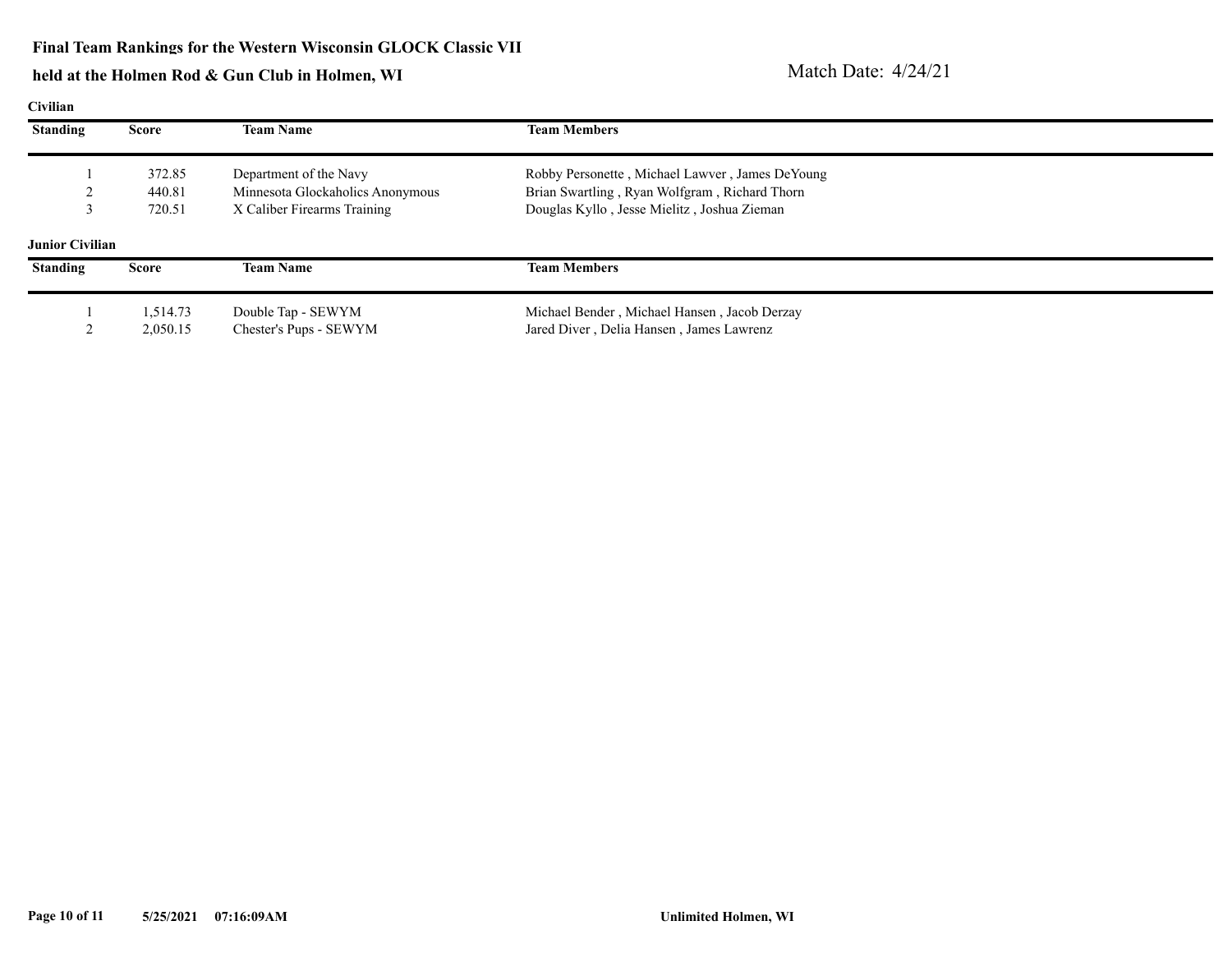**Final Team Rankings for the Western Wisconsin GLOCK Classic VII**

**held at the Holmen Rod & Gun Club in Holmen, WI**

Match Date: 4/24/21

**Civilian**

| Standing | Score | Team Name | Team Members |
|---|---|---|---|
| 1 | 372.85 | Department of the Navy | Robby Personette , Michael Lawver , James DeYoung |
| 2 | 440.81 | Minnesota Glockaholics Anonymous | Brian Swartling , Ryan Wolfgram , Richard Thorn |
| 3 | 720.51 | X Caliber Firearms Training | Douglas Kyllo , Jesse Mielitz , Joshua Zieman |

**Junior Civilian**

| Standing | Score | Team Name | Team Members |
|---|---|---|---|
| 1 | 1,514.73 | Double Tap - SEWYM | Michael Bender , Michael Hansen , Jacob Derzay |
| 2 | 2,050.15 | Chester's Pups - SEWYM | Jared Diver , Delia Hansen , James Lawrenz |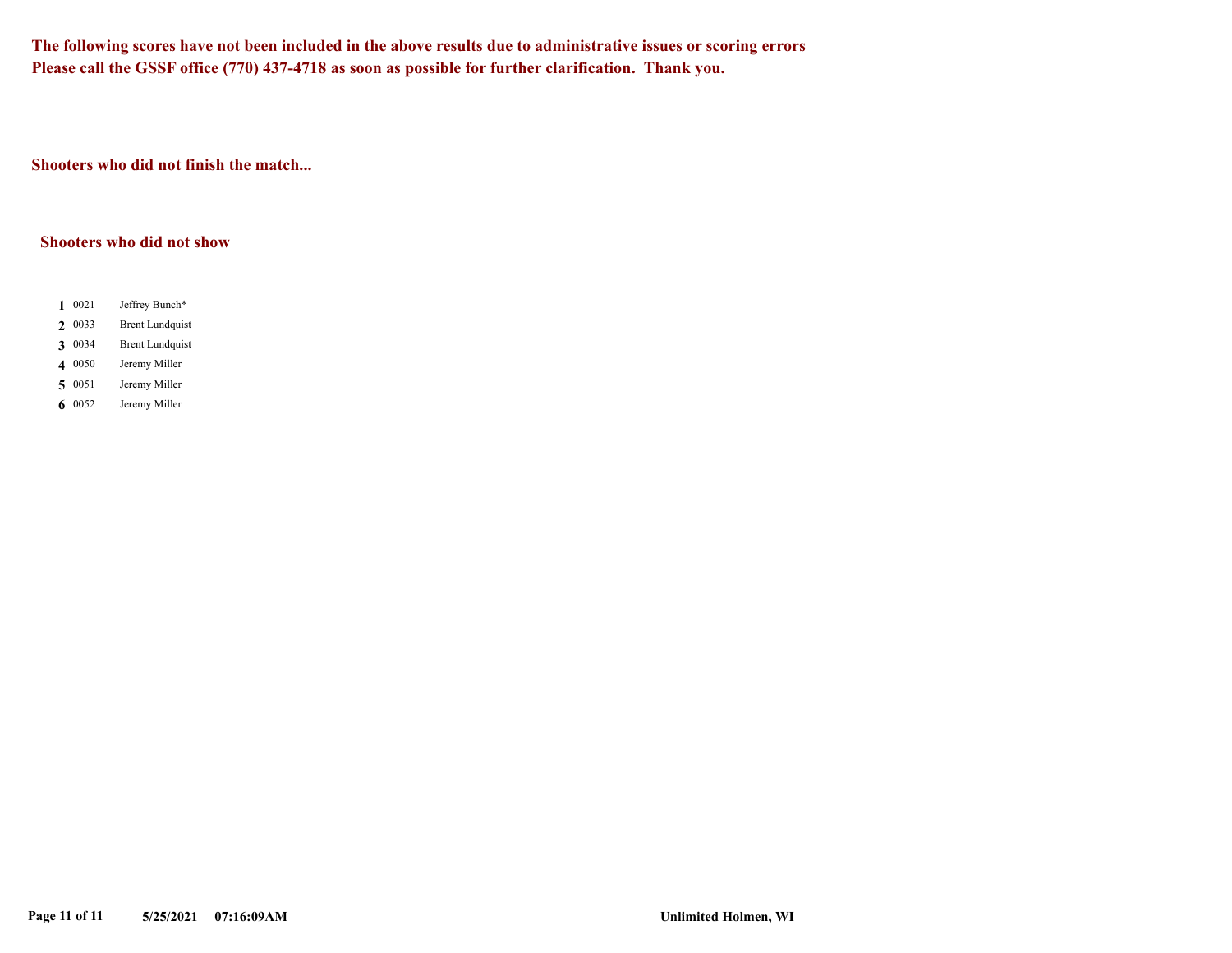**The following scores have not been included in the above results due to administrative issues or scoring errors**
**Please call the GSSF office (770) 437-4718 as soon as possible for further clarification. Thank you.**

**Shooters who did not finish the match...**

**Shooters who did not show**

| | | |
|---|---|---|
| **1** | 0021 | Jeffrey Bunch* |
| **2** | 0033 | Brent Lundquist |
| **3** | 0034 | Brent Lundquist |
| **4** | 0050 | Jeremy Miller |
| **5** | 0051 | Jeremy Miller |
| **6** | 0052 | Jeremy Miller |